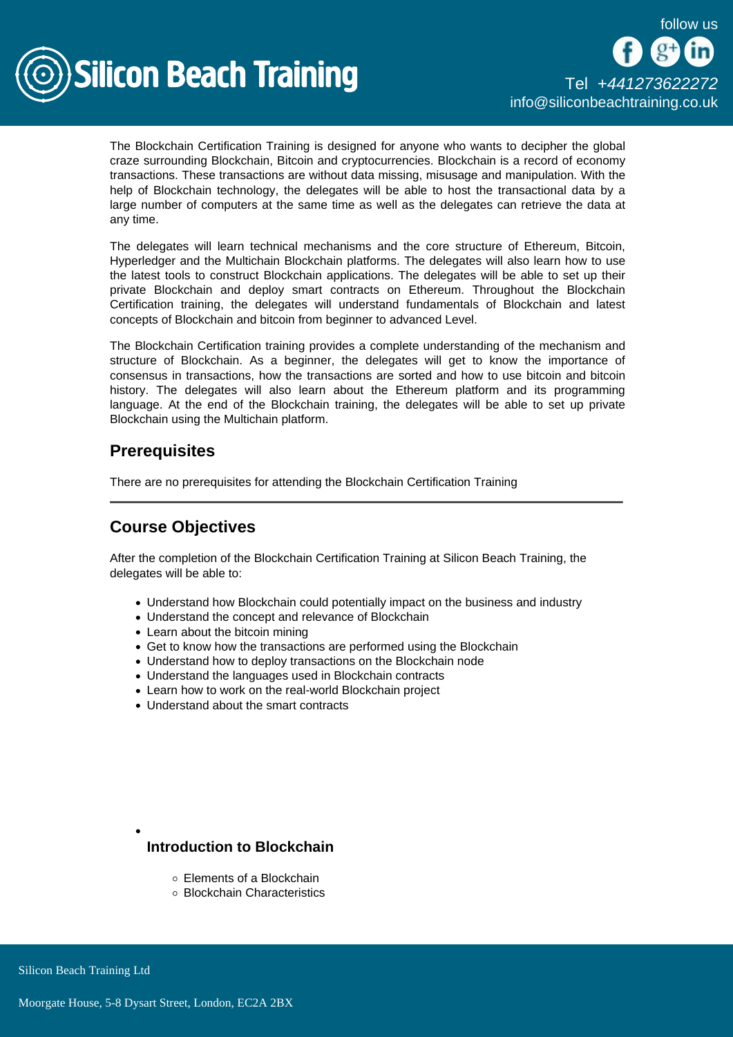The Blockchain Certification Training is designed for anyone who wants to decipher the global craze surrounding Blockchain, Bitcoin and cryptocurrencies. Blockchain is a record of economy transactions. These transactions are without data missing, misusage and manipulation. With the help of Blockchain technology, the delegates will be able to host the transactional data by a large number of computers at the same time as well as the delegates can retrieve the data at any time.

The delegates will learn technical mechanisms and the core structure of Ethereum, Bitcoin, Hyperledger and the Multichain Blockchain platforms. The delegates will also learn how to use the latest tools to construct Blockchain applications. The delegates will be able to set up their private Blockchain and deploy smart contracts on Ethereum. Throughout the Blockchain Certification training, the delegates will understand fundamentals of Blockchain and latest concepts of Blockchain and bitcoin from beginner to advanced Level.

The Blockchain Certification training provides a complete understanding of the mechanism and structure of Blockchain. As a beginner, the delegates will get to know the importance of consensus in transactions, how the transactions are sorted and how to use bitcoin and bitcoin history. The delegates will also learn about the Ethereum platform and its programming language. At the end of the Blockchain training, the delegates will be able to set up private Blockchain using the Multichain platform.

## Prerequisites

There are no prerequisites for attending the Blockchain Certification Training

---

## Course Objectives

After the completion of the Blockchain Certification Training at Silicon Beach Training, the delegates will be able to:

- Understand how Blockchain could potentially impact on the business and industry
- Understand the concept and relevance of Blockchain
- Learn about the bitcoin mining
- Get to know how the transactions are performed using the Blockchain
- Understand how to deploy transactions on the Blockchain node
- Understand the languages used in Blockchain contracts
- Learn how to work on the real-world Blockchain project
- Understand about the smart contracts

- ### Introduction to Blockchain
  - Elements of a Blockchain
  - Blockchain Characteristics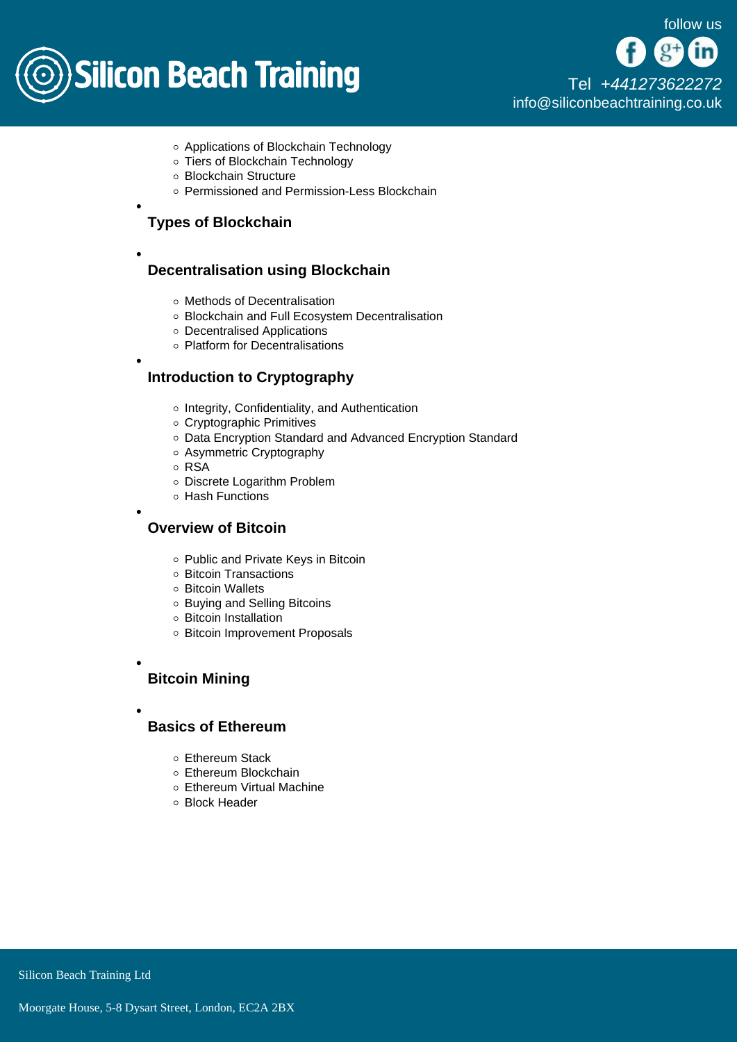- Applications of Blockchain Technology
- Tiers of Blockchain Technology
- Blockchain Structure
- Permissioned and Permission-Less Blockchain

- ### Types of Blockchain

- ### Decentralisation using Blockchain

  - Methods of Decentralisation
  - Blockchain and Full Ecosystem Decentralisation
  - Decentralised Applications
  - Platform for Decentralisations

- ### Introduction to Cryptography

  - Integrity, Confidentiality, and Authentication
  - Cryptographic Primitives
  - Data Encryption Standard and Advanced Encryption Standard
  - Asymmetric Cryptography
  - RSA
  - Discrete Logarithm Problem
  - Hash Functions

- ### Overview of Bitcoin

  - Public and Private Keys in Bitcoin
  - Bitcoin Transactions
  - Bitcoin Wallets
  - Buying and Selling Bitcoins
  - Bitcoin Installation
  - Bitcoin Improvement Proposals

- ### Bitcoin Mining

- ### Basics of Ethereum

  - Ethereum Stack
  - Ethereum Blockchain
  - Ethereum Virtual Machine
  - Block Header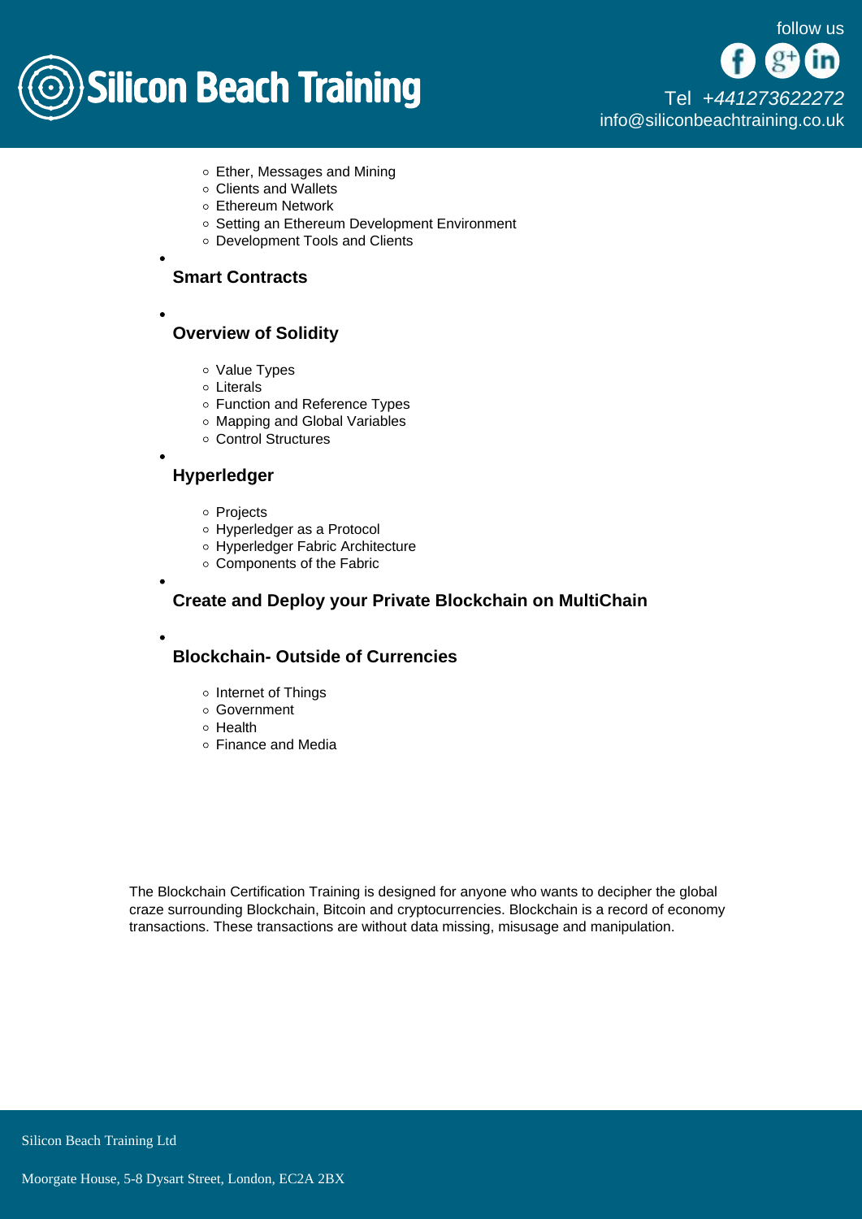- Ether, Messages and Mining
  - Clients and Wallets
  - Ethereum Network
  - Setting an Ethereum Development Environment
  - Development Tools and Clients

- ### Smart Contracts

- ### Overview of Solidity
  - Value Types
  - Literals
  - Function and Reference Types
  - Mapping and Global Variables
  - Control Structures

- ### Hyperledger
  - Projects
  - Hyperledger as a Protocol
  - Hyperledger Fabric Architecture
  - Components of the Fabric

- ### Create and Deploy your Private Blockchain on MultiChain

- ### Blockchain- Outside of Currencies
  - Internet of Things
  - Government
  - Health
  - Finance and Media

The Blockchain Certification Training is designed for anyone who wants to decipher the global craze surrounding Blockchain, Bitcoin and cryptocurrencies. Blockchain is a record of economy transactions. These transactions are without data missing, misusage and manipulation.